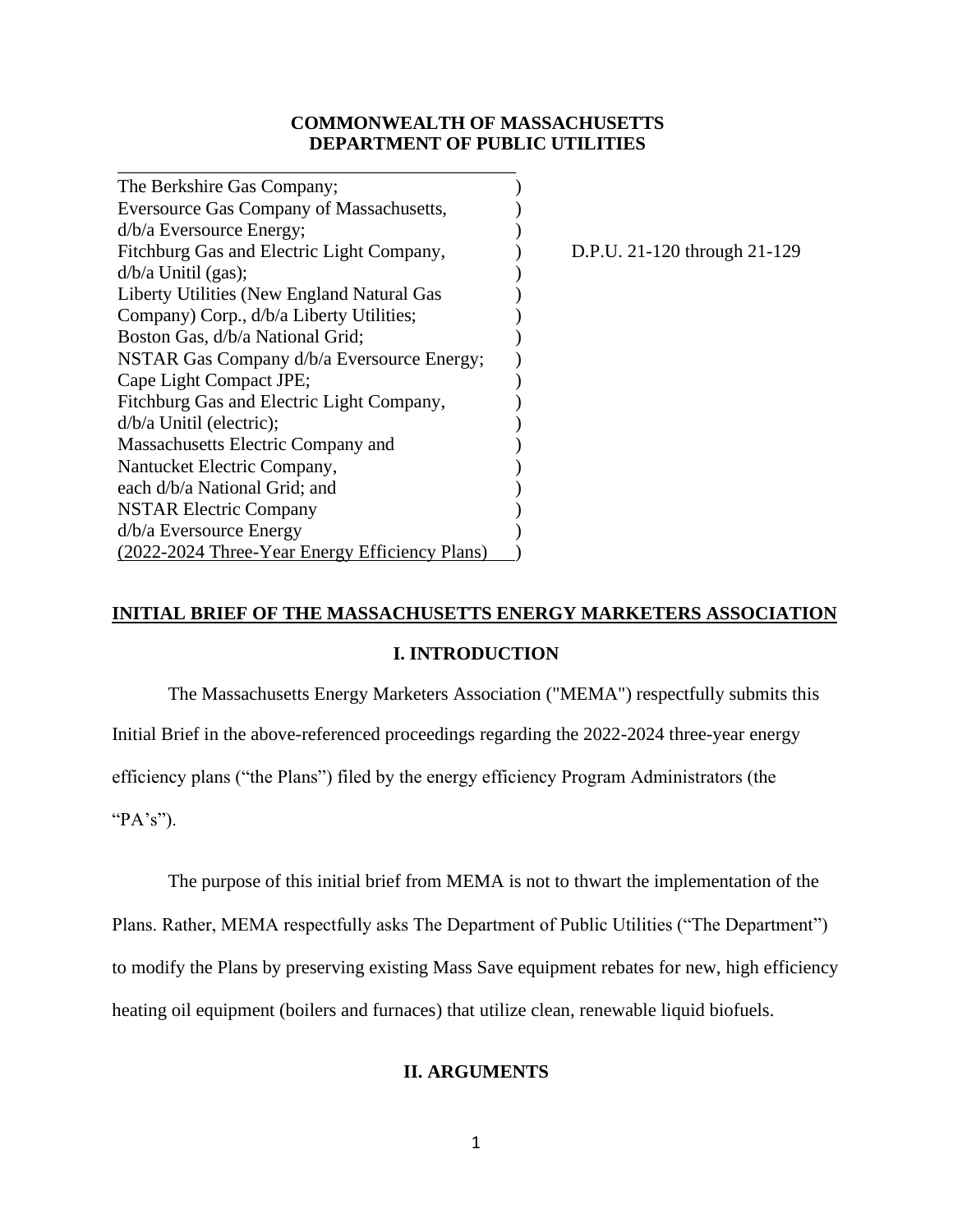**COMMONWEALTH OF MASSACHUSETTS**
**DEPARTMENT OF PUBLIC UTILITIES**

| | | |
|---|---|---|
| The Berkshire Gas Company; | ) | |
| Eversource Gas Company of Massachusetts, | ) | |
| d/b/a Eversource Energy; | ) | |
| Fitchburg Gas and Electric Light Company, | ) | D.P.U. 21-120 through 21-129 |
| d/b/a Unitil (gas); | ) | |
| Liberty Utilities (New England Natural Gas | ) | |
| Company) Corp., d/b/a Liberty Utilities; | ) | |
| Boston Gas, d/b/a National Grid; | ) | |
| NSTAR Gas Company d/b/a Eversource Energy; | ) | |
| Cape Light Compact JPE; | ) | |
| Fitchburg Gas and Electric Light Company, | ) | |
| d/b/a Unitil (electric); | ) | |
| Massachusetts Electric Company and | ) | |
| Nantucket Electric Company, | ) | |
| each d/b/a National Grid; and | ) | |
| NSTAR Electric Company | ) | |
| d/b/a Eversource Energy | ) | |
| (2022-2024 Three-Year Energy Efficiency Plans) | ) | |

**INITIAL BRIEF OF THE MASSACHUSETTS ENERGY MARKETERS ASSOCIATION**

## I. INTRODUCTION

The Massachusetts Energy Marketers Association ("MEMA") respectfully submits this Initial Brief in the above-referenced proceedings regarding the 2022-2024 three-year energy efficiency plans ("the Plans") filed by the energy efficiency Program Administrators (the "PA's").

The purpose of this initial brief from MEMA is not to thwart the implementation of the Plans. Rather, MEMA respectfully asks The Department of Public Utilities ("The Department") to modify the Plans by preserving existing Mass Save equipment rebates for new, high efficiency heating oil equipment (boilers and furnaces) that utilize clean, renewable liquid biofuels.

## II. ARGUMENTS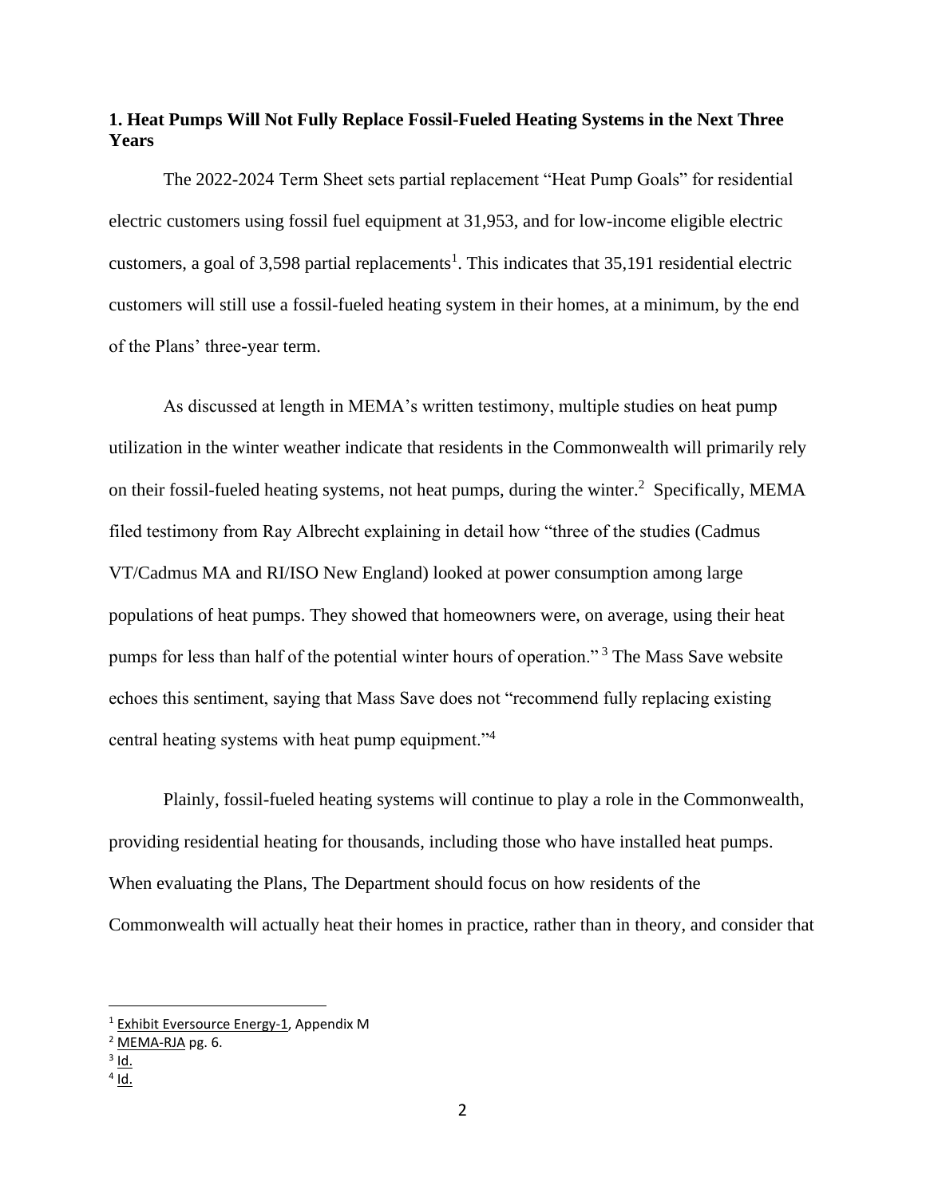### 1. Heat Pumps Will Not Fully Replace Fossil-Fueled Heating Systems in the Next Three Years

The 2022-2024 Term Sheet sets partial replacement "Heat Pump Goals" for residential electric customers using fossil fuel equipment at 31,953, and for low-income eligible electric customers, a goal of 3,598 partial replacements[1]. This indicates that 35,191 residential electric customers will still use a fossil-fueled heating system in their homes, at a minimum, by the end of the Plans' three-year term.

As discussed at length in MEMA's written testimony, multiple studies on heat pump utilization in the winter weather indicate that residents in the Commonwealth will primarily rely on their fossil-fueled heating systems, not heat pumps, during the winter.[2] Specifically, MEMA filed testimony from Ray Albrecht explaining in detail how "three of the studies (Cadmus VT/Cadmus MA and RI/ISO New England) looked at power consumption among large populations of heat pumps. They showed that homeowners were, on average, using their heat pumps for less than half of the potential winter hours of operation."[3] The Mass Save website echoes this sentiment, saying that Mass Save does not "recommend fully replacing existing central heating systems with heat pump equipment."[4]

Plainly, fossil-fueled heating systems will continue to play a role in the Commonwealth, providing residential heating for thousands, including those who have installed heat pumps. When evaluating the Plans, The Department should focus on how residents of the Commonwealth will actually heat their homes in practice, rather than in theory, and consider that

---

[1] Exhibit Eversource Energy-1, Appendix M

[2] MEMA-RJA pg. 6.

[3] Id.

[4] Id.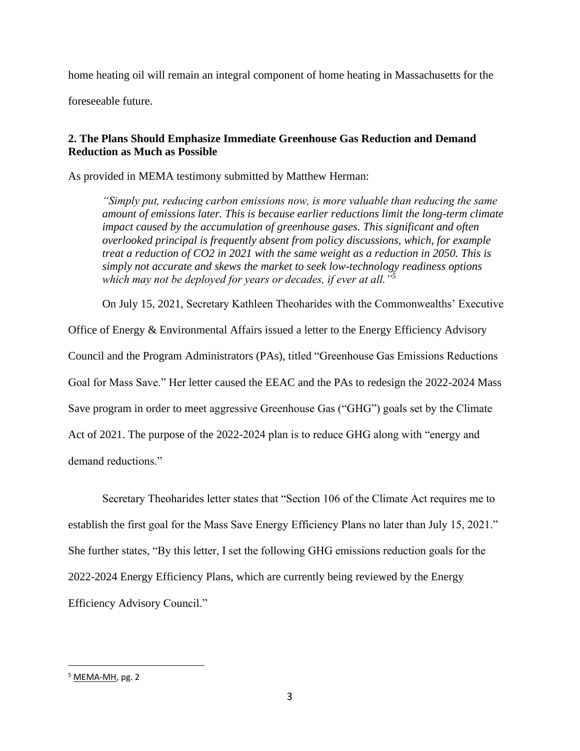home heating oil will remain an integral component of home heating in Massachusetts for the foreseeable future.

**2. The Plans Should Emphasize Immediate Greenhouse Gas Reduction and Demand Reduction as Much as Possible**

As provided in MEMA testimony submitted by Matthew Herman:

> *"Simply put, reducing carbon emissions now, is more valuable than reducing the same amount of emissions later. This is because earlier reductions limit the long-term climate impact caused by the accumulation of greenhouse gases. This significant and often overlooked principal is frequently absent from policy discussions, which, for example treat a reduction of CO2 in 2021 with the same weight as a reduction in 2050. This is simply not accurate and skews the market to seek low-technology readiness options which may not be deployed for years or decades, if ever at all."*[5]

On July 15, 2021, Secretary Kathleen Theoharides with the Commonwealths' Executive Office of Energy & Environmental Affairs issued a letter to the Energy Efficiency Advisory Council and the Program Administrators (PAs), titled "Greenhouse Gas Emissions Reductions Goal for Mass Save." Her letter caused the EEAC and the PAs to redesign the 2022-2024 Mass Save program in order to meet aggressive Greenhouse Gas ("GHG") goals set by the Climate Act of 2021. The purpose of the 2022-2024 plan is to reduce GHG along with "energy and demand reductions."

Secretary Theoharides letter states that "Section 106 of the Climate Act requires me to establish the first goal for the Mass Save Energy Efficiency Plans no later than July 15, 2021." She further states, "By this letter, I set the following GHG emissions reduction goals for the 2022-2024 Energy Efficiency Plans, which are currently being reviewed by the Energy Efficiency Advisory Council."

---

[5] MEMA-MH, pg. 2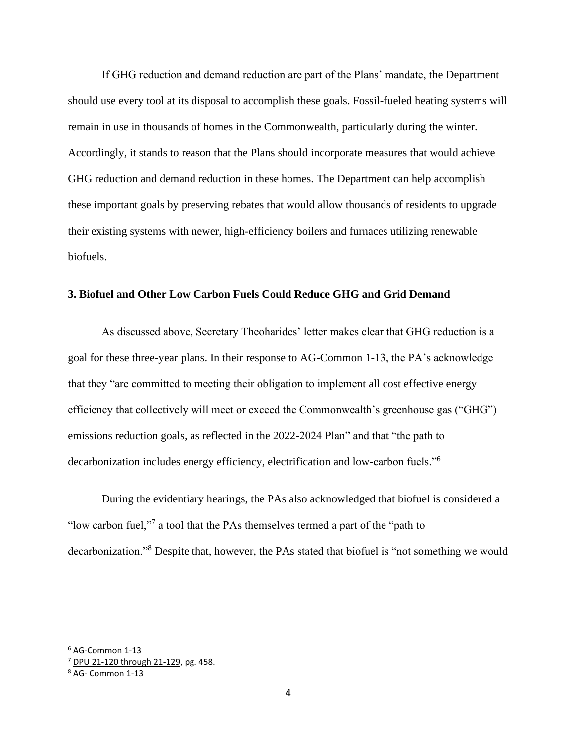If GHG reduction and demand reduction are part of the Plans' mandate, the Department should use every tool at its disposal to accomplish these goals. Fossil-fueled heating systems will remain in use in thousands of homes in the Commonwealth, particularly during the winter. Accordingly, it stands to reason that the Plans should incorporate measures that would achieve GHG reduction and demand reduction in these homes. The Department can help accomplish these important goals by preserving rebates that would allow thousands of residents to upgrade their existing systems with newer, high-efficiency boilers and furnaces utilizing renewable biofuels.

### 3. Biofuel and Other Low Carbon Fuels Could Reduce GHG and Grid Demand

As discussed above, Secretary Theoharides' letter makes clear that GHG reduction is a goal for these three-year plans. In their response to AG-Common 1-13, the PA's acknowledge that they "are committed to meeting their obligation to implement all cost effective energy efficiency that collectively will meet or exceed the Commonwealth's greenhouse gas ("GHG") emissions reduction goals, as reflected in the 2022-2024 Plan" and that "the path to decarbonization includes energy efficiency, electrification and low-carbon fuels."[6]

During the evidentiary hearings, the PAs also acknowledged that biofuel is considered a "low carbon fuel,"[7] a tool that the PAs themselves termed a part of the "path to decarbonization."[8] Despite that, however, the PAs stated that biofuel is "not something we would

---

[6] AG-Common 1-13

[7] DPU 21-120 through 21-129, pg. 458.

[8] AG- Common 1-13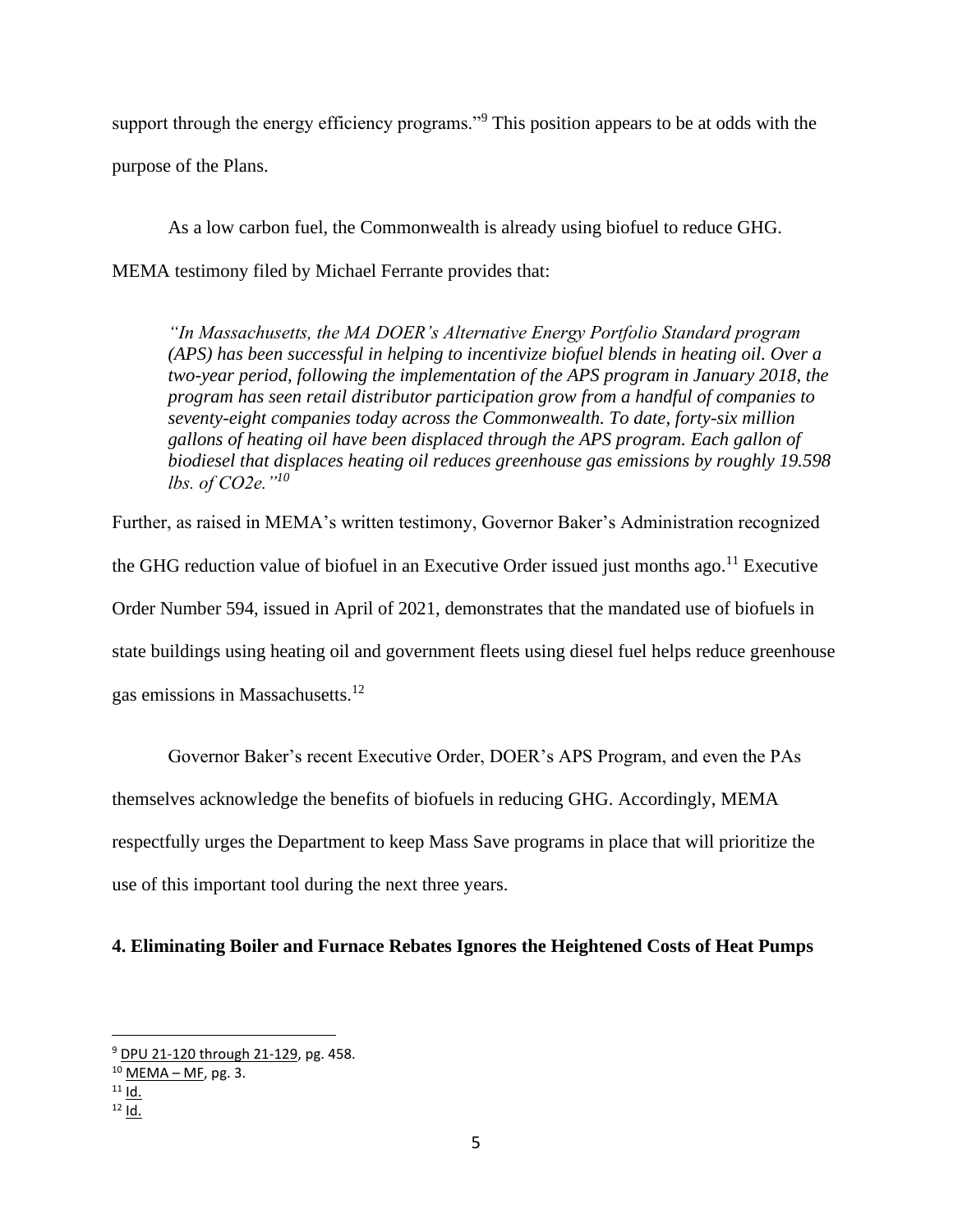support through the energy efficiency programs."[9] This position appears to be at odds with the purpose of the Plans.

As a low carbon fuel, the Commonwealth is already using biofuel to reduce GHG. MEMA testimony filed by Michael Ferrante provides that:

> *"In Massachusetts, the MA DOER's Alternative Energy Portfolio Standard program (APS) has been successful in helping to incentivize biofuel blends in heating oil. Over a two-year period, following the implementation of the APS program in January 2018, the program has seen retail distributor participation grow from a handful of companies to seventy-eight companies today across the Commonwealth. To date, forty-six million gallons of heating oil have been displaced through the APS program. Each gallon of biodiesel that displaces heating oil reduces greenhouse gas emissions by roughly 19.598 lbs. of CO2e."[10]*

Further, as raised in MEMA's written testimony, Governor Baker's Administration recognized the GHG reduction value of biofuel in an Executive Order issued just months ago.[11] Executive Order Number 594, issued in April of 2021, demonstrates that the mandated use of biofuels in state buildings using heating oil and government fleets using diesel fuel helps reduce greenhouse gas emissions in Massachusetts.[12]

Governor Baker's recent Executive Order, DOER's APS Program, and even the PAs themselves acknowledge the benefits of biofuels in reducing GHG. Accordingly, MEMA respectfully urges the Department to keep Mass Save programs in place that will prioritize the use of this important tool during the next three years.

**4. Eliminating Boiler and Furnace Rebates Ignores the Heightened Costs of Heat Pumps**

---

[9] DPU 21-120 through 21-129, pg. 458.

[10] MEMA – MF, pg. 3.

[11] Id.

[12] Id.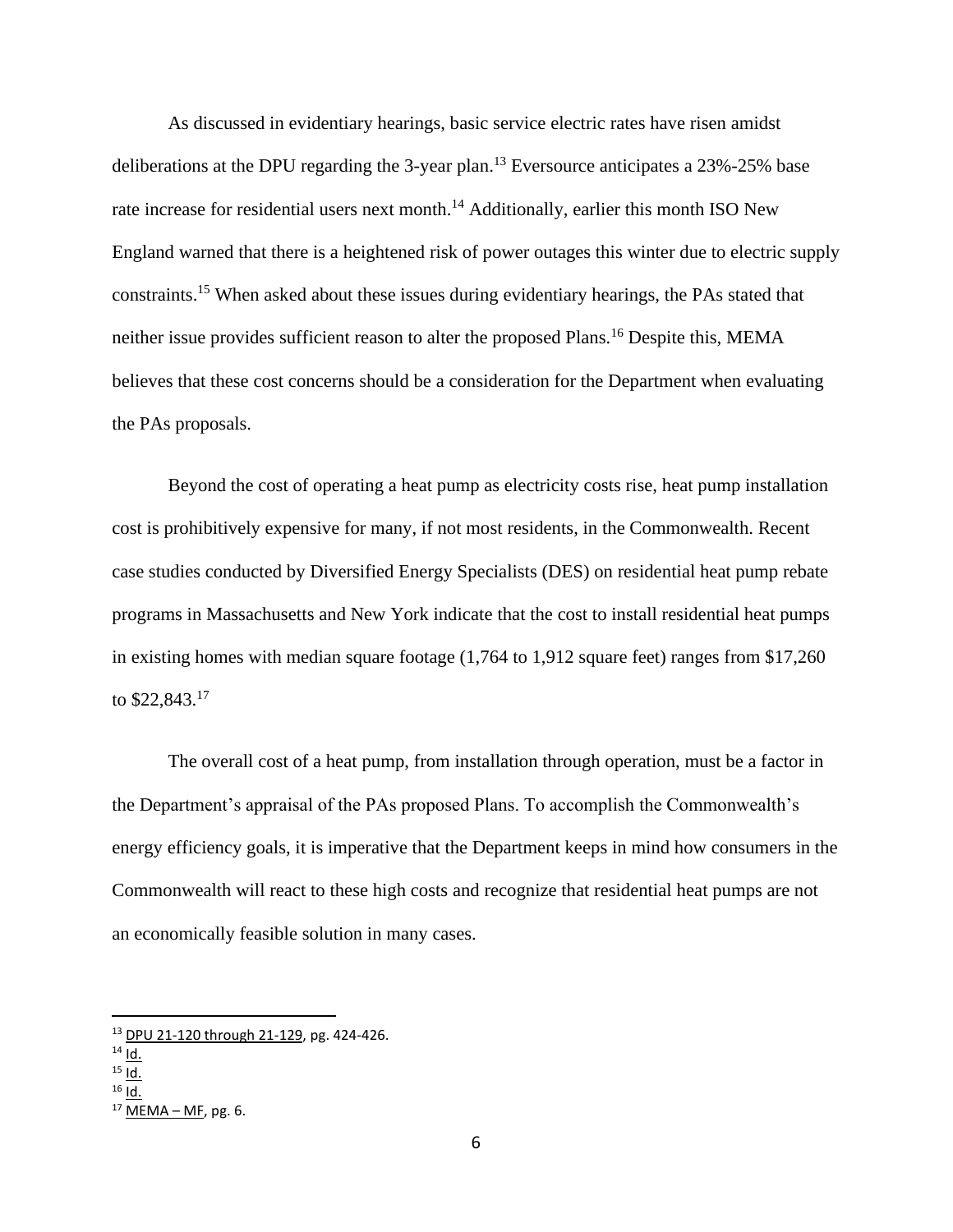As discussed in evidentiary hearings, basic service electric rates have risen amidst deliberations at the DPU regarding the 3-year plan.[13] Eversource anticipates a 23%-25% base rate increase for residential users next month.[14] Additionally, earlier this month ISO New England warned that there is a heightened risk of power outages this winter due to electric supply constraints.[15] When asked about these issues during evidentiary hearings, the PAs stated that neither issue provides sufficient reason to alter the proposed Plans.[16] Despite this, MEMA believes that these cost concerns should be a consideration for the Department when evaluating the PAs proposals.

Beyond the cost of operating a heat pump as electricity costs rise, heat pump installation cost is prohibitively expensive for many, if not most residents, in the Commonwealth. Recent case studies conducted by Diversified Energy Specialists (DES) on residential heat pump rebate programs in Massachusetts and New York indicate that the cost to install residential heat pumps in existing homes with median square footage (1,764 to 1,912 square feet) ranges from $17,260 to $22,843.[17]

The overall cost of a heat pump, from installation through operation, must be a factor in the Department's appraisal of the PAs proposed Plans. To accomplish the Commonwealth's energy efficiency goals, it is imperative that the Department keeps in mind how consumers in the Commonwealth will react to these high costs and recognize that residential heat pumps are not an economically feasible solution in many cases.

---

[13] DPU 21-120 through 21-129, pg. 424-426.

[14] Id.

[15] Id.

[16] Id.

[17] MEMA – MF, pg. 6.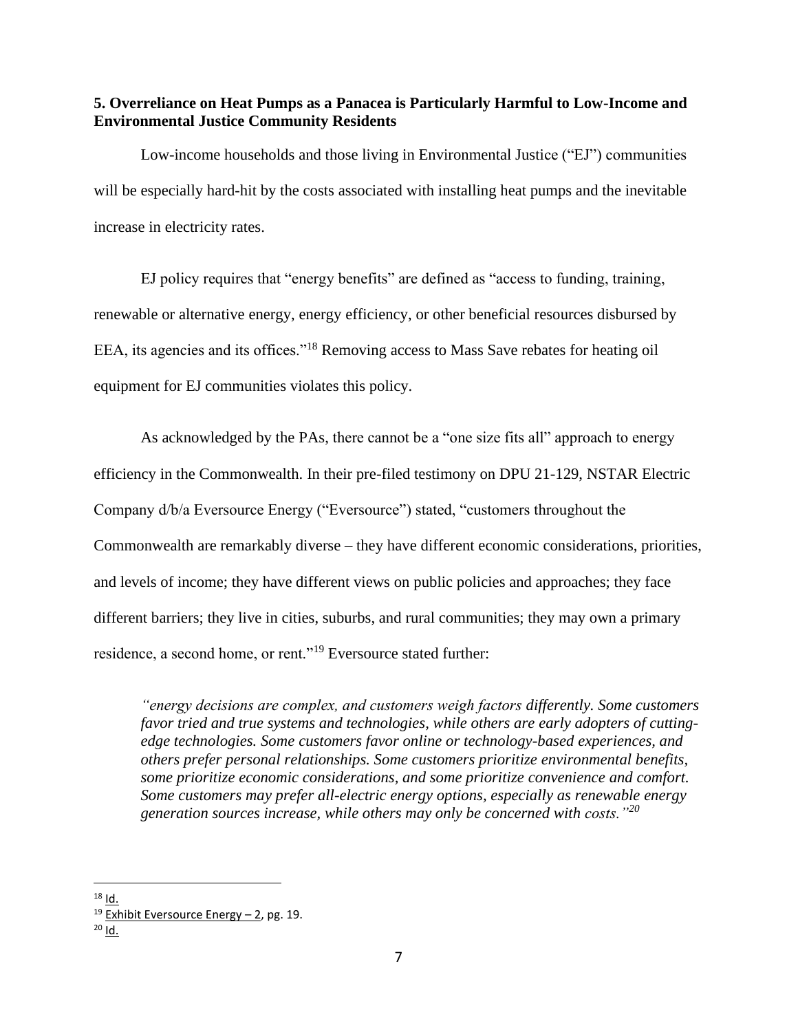**5. Overreliance on Heat Pumps as a Panacea is Particularly Harmful to Low-Income and Environmental Justice Community Residents**

Low-income households and those living in Environmental Justice ("EJ") communities will be especially hard-hit by the costs associated with installing heat pumps and the inevitable increase in electricity rates.

EJ policy requires that "energy benefits" are defined as "access to funding, training, renewable or alternative energy, energy efficiency, or other beneficial resources disbursed by EEA, its agencies and its offices."[18] Removing access to Mass Save rebates for heating oil equipment for EJ communities violates this policy.

As acknowledged by the PAs, there cannot be a "one size fits all" approach to energy efficiency in the Commonwealth. In their pre-filed testimony on DPU 21-129, NSTAR Electric Company d/b/a Eversource Energy ("Eversource") stated, "customers throughout the Commonwealth are remarkably diverse – they have different economic considerations, priorities, and levels of income; they have different views on public policies and approaches; they face different barriers; they live in cities, suburbs, and rural communities; they may own a primary residence, a second home, or rent."[19] Eversource stated further:

> *"energy decisions are complex, and customers weigh factors differently. Some customers favor tried and true systems and technologies, while others are early adopters of cutting-edge technologies. Some customers favor online or technology-based experiences, and others prefer personal relationships. Some customers prioritize environmental benefits, some prioritize economic considerations, and some prioritize convenience and comfort. Some customers may prefer all-electric energy options, especially as renewable energy generation sources increase, while others may only be concerned with costs."*[20]

---

[18] Id.

[19] Exhibit Eversource Energy – 2, pg. 19.

[20] Id.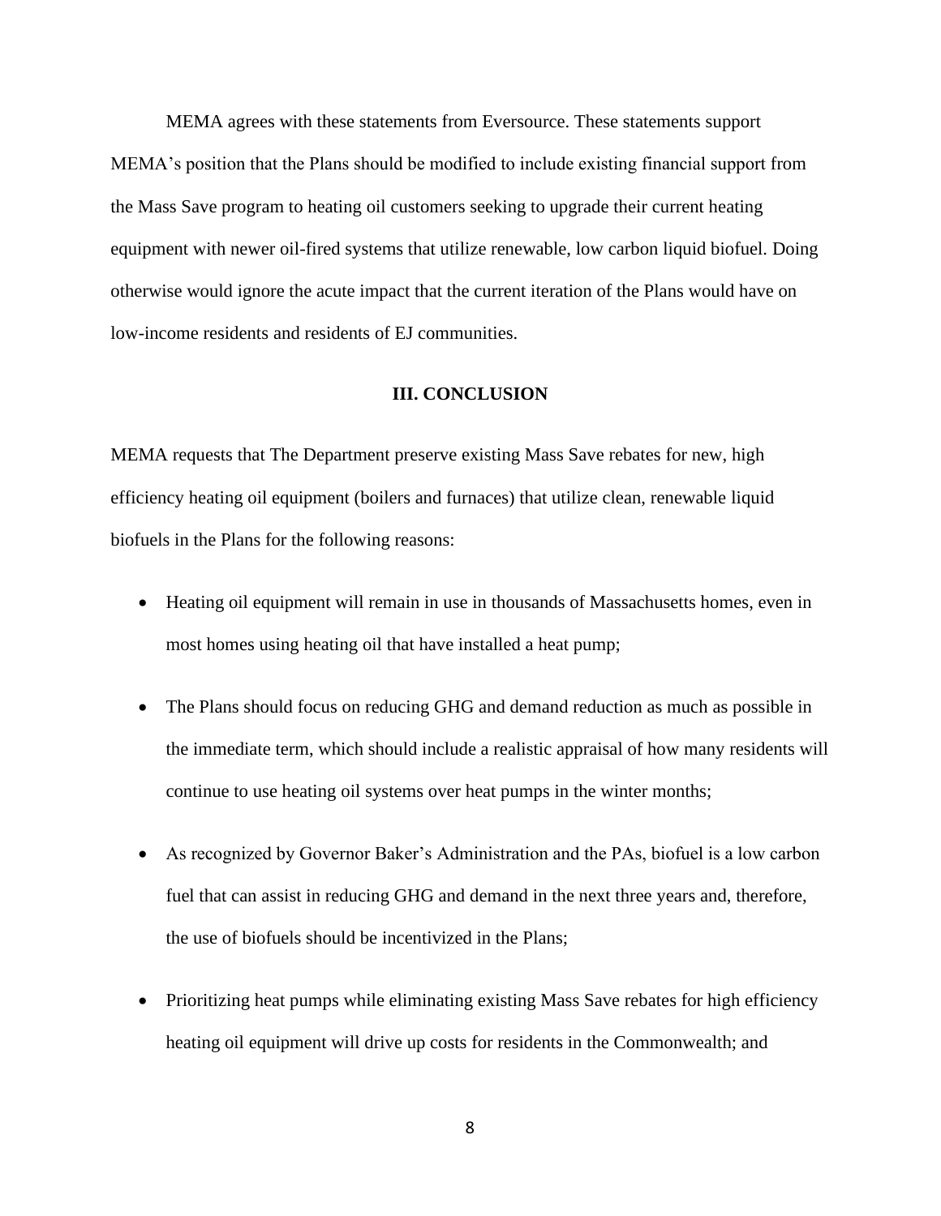MEMA agrees with these statements from Eversource. These statements support MEMA's position that the Plans should be modified to include existing financial support from the Mass Save program to heating oil customers seeking to upgrade their current heating equipment with newer oil-fired systems that utilize renewable, low carbon liquid biofuel. Doing otherwise would ignore the acute impact that the current iteration of the Plans would have on low-income residents and residents of EJ communities.

## III. CONCLUSION

MEMA requests that The Department preserve existing Mass Save rebates for new, high efficiency heating oil equipment (boilers and furnaces) that utilize clean, renewable liquid biofuels in the Plans for the following reasons:

- Heating oil equipment will remain in use in thousands of Massachusetts homes, even in most homes using heating oil that have installed a heat pump;
- The Plans should focus on reducing GHG and demand reduction as much as possible in the immediate term, which should include a realistic appraisal of how many residents will continue to use heating oil systems over heat pumps in the winter months;
- As recognized by Governor Baker's Administration and the PAs, biofuel is a low carbon fuel that can assist in reducing GHG and demand in the next three years and, therefore, the use of biofuels should be incentivized in the Plans;
- Prioritizing heat pumps while eliminating existing Mass Save rebates for high efficiency heating oil equipment will drive up costs for residents in the Commonwealth; and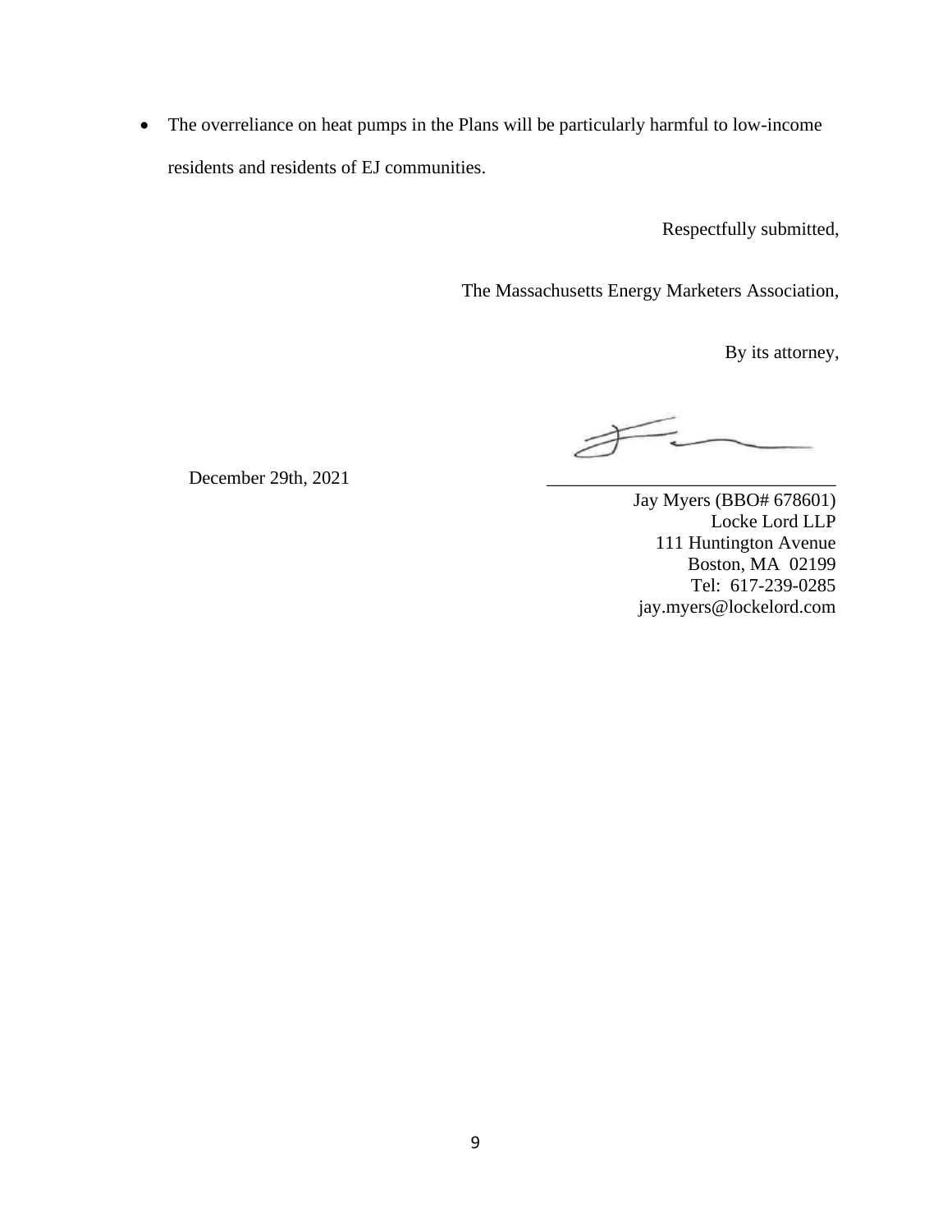- The overreliance on heat pumps in the Plans will be particularly harmful to low-income residents and residents of EJ communities.

Respectfully submitted,

The Massachusetts Energy Marketers Association,

By its attorney,

December 29th, 2021

\_\_\_\_\_\_\_\_\_\_\_\_\_\_\_\_\_\_\_\_\_\_\_\_\_\_\_\_\_\_\_\_

Jay Myers (BBO# 678601)
Locke Lord LLP
111 Huntington Avenue
Boston, MA 02199
Tel: 617-239-0285
jay.myers@lockelord.com